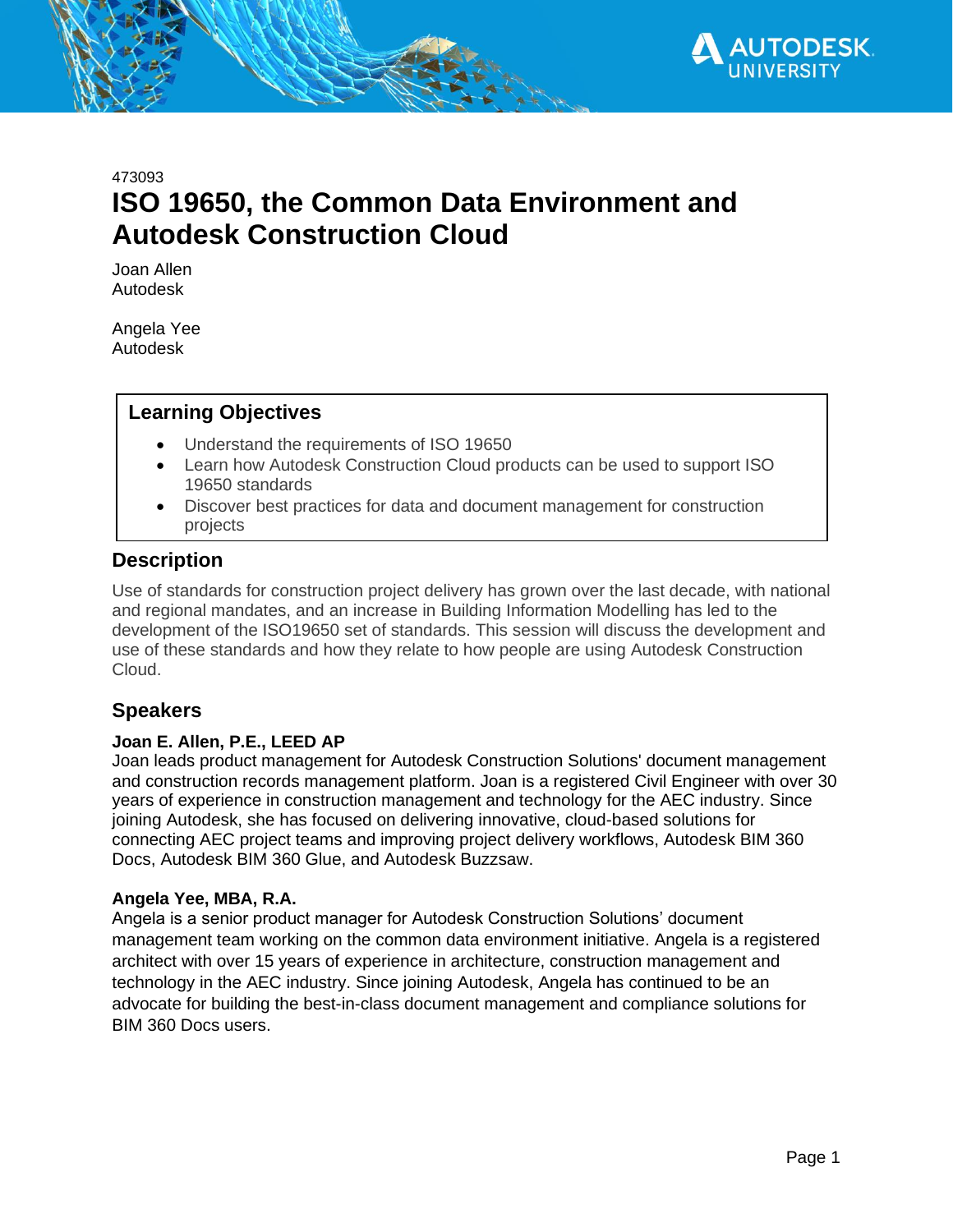473093

# ISO 19650, the Common Data Environment and Autodesk Construction Cloud

Joan Allen
Autodesk

Angela Yee
Autodesk

## Learning Objectives

- Understand the requirements of ISO 19650
- Learn how Autodesk Construction Cloud products can be used to support ISO 19650 standards
- Discover best practices for data and document management for construction projects

## Description

Use of standards for construction project delivery has grown over the last decade, with national and regional mandates, and an increase in Building Information Modelling has led to the development of the ISO19650 set of standards. This session will discuss the development and use of these standards and how they relate to how people are using Autodesk Construction Cloud.

## Speakers

**Joan E. Allen, P.E., LEED AP**
Joan leads product management for Autodesk Construction Solutions' document management and construction records management platform. Joan is a registered Civil Engineer with over 30 years of experience in construction management and technology for the AEC industry. Since joining Autodesk, she has focused on delivering innovative, cloud-based solutions for connecting AEC project teams and improving project delivery workflows, Autodesk BIM 360 Docs, Autodesk BIM 360 Glue, and Autodesk Buzzsaw.

**Angela Yee, MBA, R.A.**
Angela is a senior product manager for Autodesk Construction Solutions' document management team working on the common data environment initiative. Angela is a registered architect with over 15 years of experience in architecture, construction management and technology in the AEC industry. Since joining Autodesk, Angela has continued to be an advocate for building the best-in-class document management and compliance solutions for BIM 360 Docs users.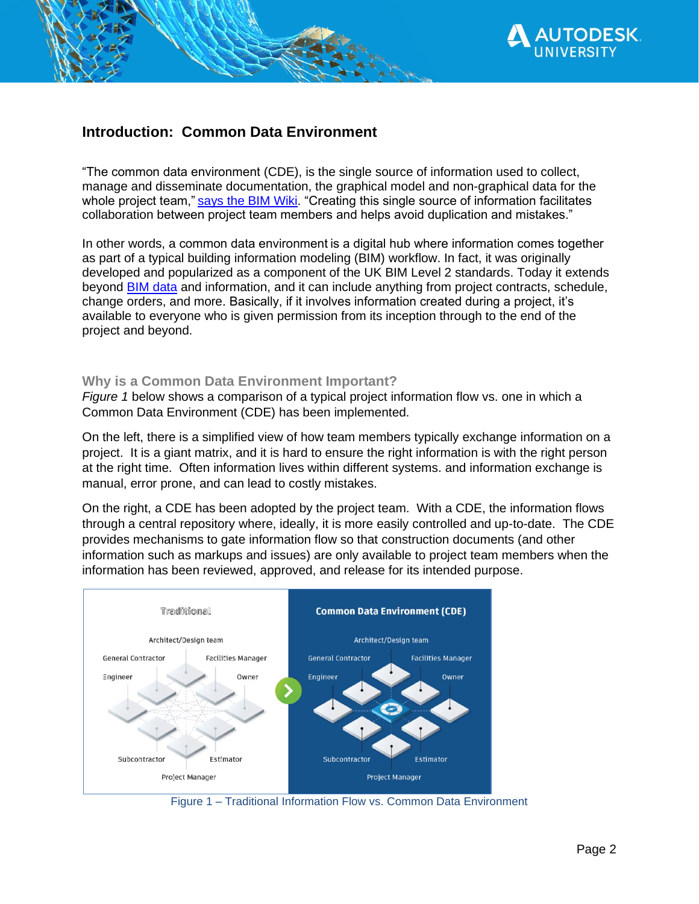## Introduction: Common Data Environment

"The common data environment (CDE), is the single source of information used to collect, manage and disseminate documentation, the graphical model and non-graphical data for the whole project team," [says the BIM Wiki](). "Creating this single source of information facilitates collaboration between project team members and helps avoid duplication and mistakes."

In other words, a common data environment is a digital hub where information comes together as part of a typical building information modeling (BIM) workflow. In fact, it was originally developed and popularized as a component of the UK BIM Level 2 standards. Today it extends beyond [BIM data]() and information, and it can include anything from project contracts, schedule, change orders, and more. Basically, if it involves information created during a project, it's available to everyone who is given permission from its inception through to the end of the project and beyond.

### Why is a Common Data Environment Important?

*Figure 1* below shows a comparison of a typical project information flow vs. one in which a Common Data Environment (CDE) has been implemented.

On the left, there is a simplified view of how team members typically exchange information on a project. It is a giant matrix, and it is hard to ensure the right information is with the right person at the right time. Often information lives within different systems. and information exchange is manual, error prone, and can lead to costly mistakes.

On the right, a CDE has been adopted by the project team. With a CDE, the information flows through a central repository where, ideally, it is more easily controlled and up-to-date. The CDE provides mechanisms to gate information flow so that construction documents (and other information such as markups and issues) are only available to project team members when the information has been reviewed, approved, and release for its intended purpose.

Figure 1 – Traditional Information Flow vs. Common Data Environment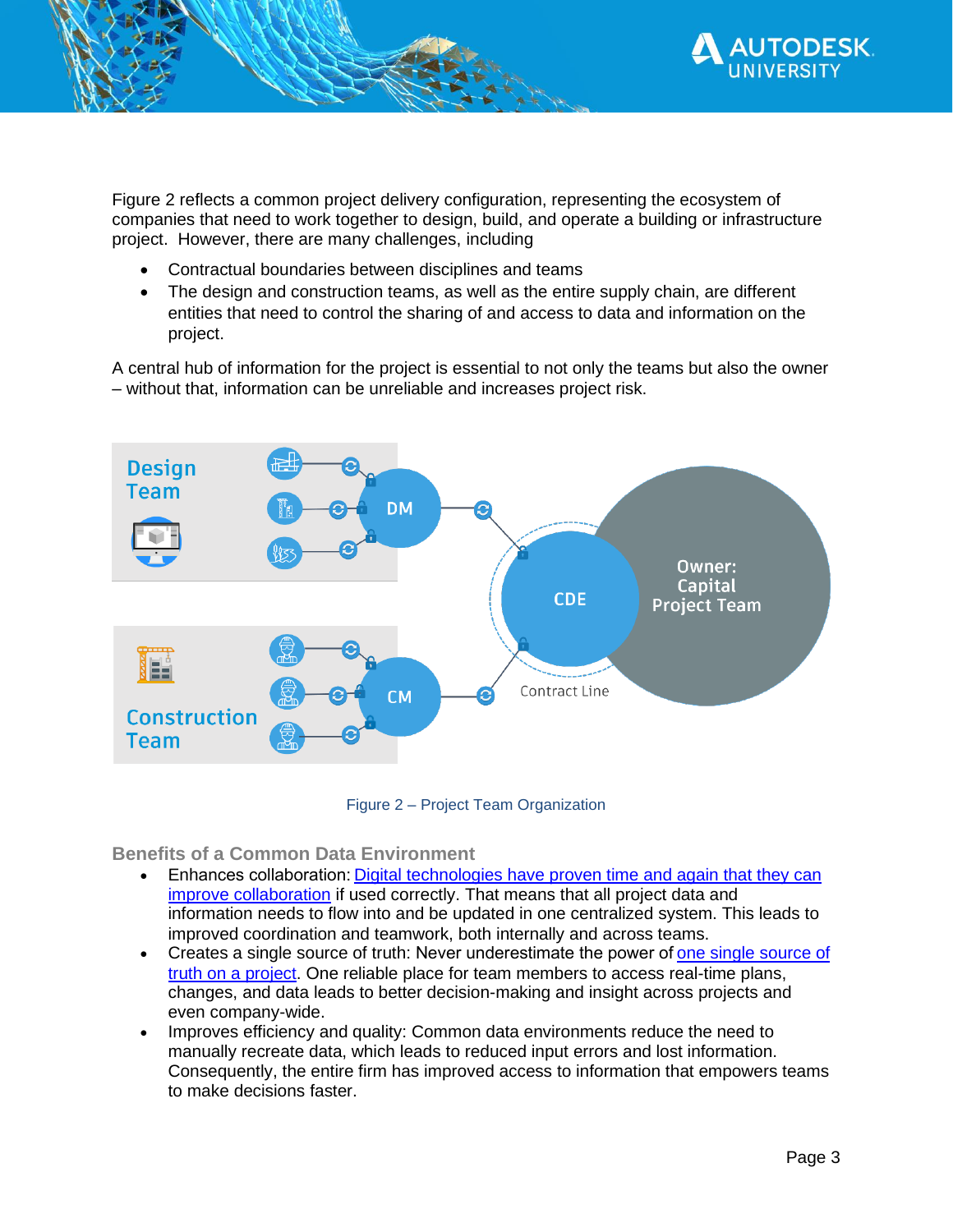Figure 2 reflects a common project delivery configuration, representing the ecosystem of companies that need to work together to design, build, and operate a building or infrastructure project. However, there are many challenges, including

- Contractual boundaries between disciplines and teams
- The design and construction teams, as well as the entire supply chain, are different entities that need to control the sharing of and access to data and information on the project.

A central hub of information for the project is essential to not only the teams but also the owner – without that, information can be unreliable and increases project risk.

Figure 2 – Project Team Organization

### Benefits of a Common Data Environment

- Enhances collaboration: Digital technologies have proven time and again that they can improve collaboration if used correctly. That means that all project data and information needs to flow into and be updated in one centralized system. This leads to improved coordination and teamwork, both internally and across teams.
- Creates a single source of truth: Never underestimate the power of one single source of truth on a project. One reliable place for team members to access real-time plans, changes, and data leads to better decision-making and insight across projects and even company-wide.
- Improves efficiency and quality: Common data environments reduce the need to manually recreate data, which leads to reduced input errors and lost information. Consequently, the entire firm has improved access to information that empowers teams to make decisions faster.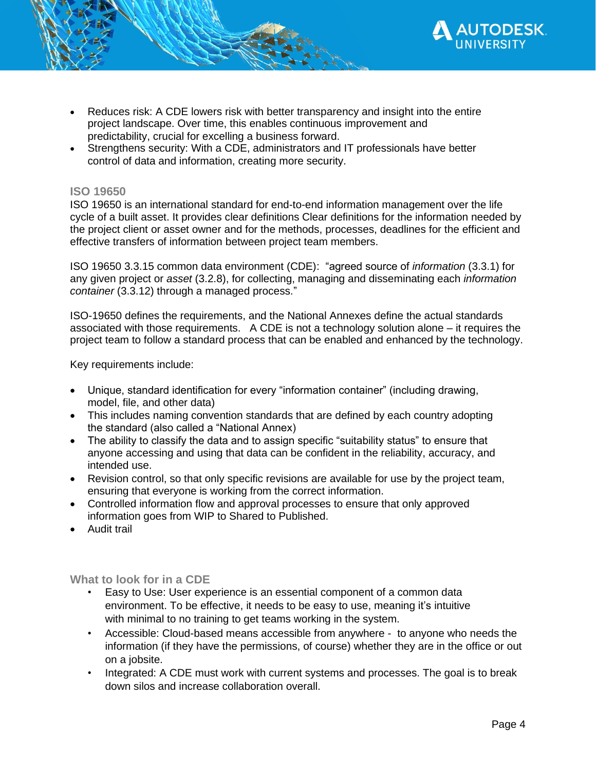- Reduces risk: A CDE lowers risk with better transparency and insight into the entire project landscape. Over time, this enables continuous improvement and predictability, crucial for excelling a business forward.
- Strengthens security: With a CDE, administrators and IT professionals have better control of data and information, creating more security.

### ISO 19650

ISO 19650 is an international standard for end-to-end information management over the life cycle of a built asset. It provides clear definitions Clear definitions for the information needed by the project client or asset owner and for the methods, processes, deadlines for the efficient and effective transfers of information between project team members.

ISO 19650 3.3.15 common data environment (CDE): "agreed source of *information* (3.3.1) for any given project or *asset* (3.2.8), for collecting, managing and disseminating each *information container* (3.3.12) through a managed process."

ISO-19650 defines the requirements, and the National Annexes define the actual standards associated with those requirements. A CDE is not a technology solution alone – it requires the project team to follow a standard process that can be enabled and enhanced by the technology.

Key requirements include:

- Unique, standard identification for every "information container" (including drawing, model, file, and other data)
- This includes naming convention standards that are defined by each country adopting the standard (also called a "National Annex)
- The ability to classify the data and to assign specific "suitability status" to ensure that anyone accessing and using that data can be confident in the reliability, accuracy, and intended use.
- Revision control, so that only specific revisions are available for use by the project team, ensuring that everyone is working from the correct information.
- Controlled information flow and approval processes to ensure that only approved information goes from WIP to Shared to Published.
- Audit trail

### What to look for in a CDE

- Easy to Use: User experience is an essential component of a common data environment. To be effective, it needs to be easy to use, meaning it's intuitive with minimal to no training to get teams working in the system.
- Accessible: Cloud-based means accessible from anywhere - to anyone who needs the information (if they have the permissions, of course) whether they are in the office or out on a jobsite.
- Integrated: A CDE must work with current systems and processes. The goal is to break down silos and increase collaboration overall.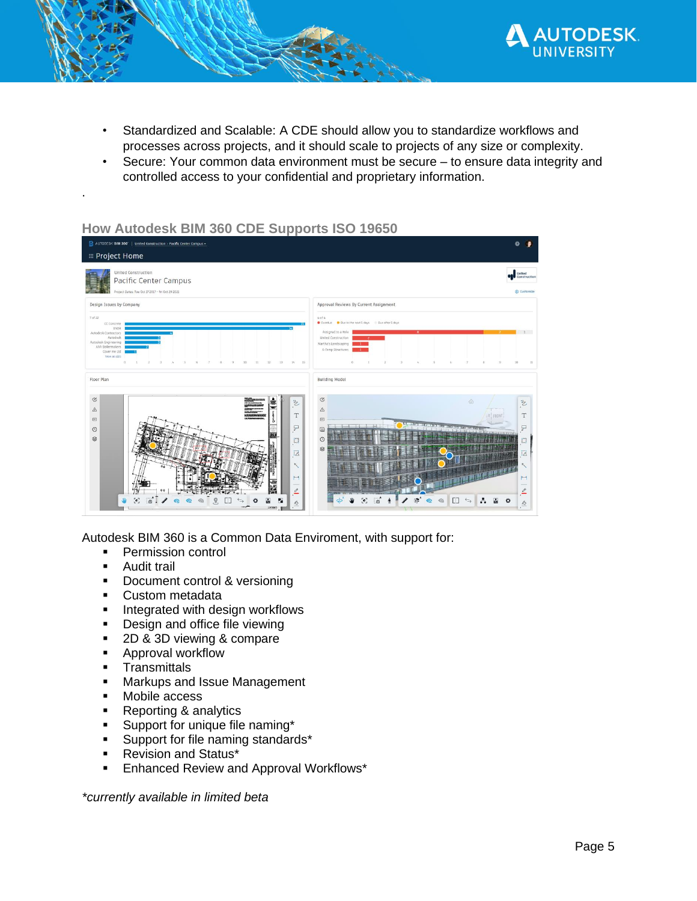- Standardized and Scalable: A CDE should allow you to standardize workflows and processes across projects, and it should scale to projects of any size or complexity.
- Secure: Your common data environment must be secure – to ensure data integrity and controlled access to your confidential and proprietary information.

.

## How Autodesk BIM 360 CDE Supports ISO 19650

Autodesk BIM 360 is a Common Data Enviroment, with support for:

- Permission control
- Audit trail
- Document control & versioning
- Custom metadata
- Integrated with design workflows
- Design and office file viewing
- 2D & 3D viewing & compare
- Approval workflow
- Transmittals
- Markups and Issue Management
- Mobile access
- Reporting & analytics
- Support for unique file naming*
- Support for file naming standards*
- Revision and Status*
- Enhanced Review and Approval Workflows*

*\*currently available in limited beta*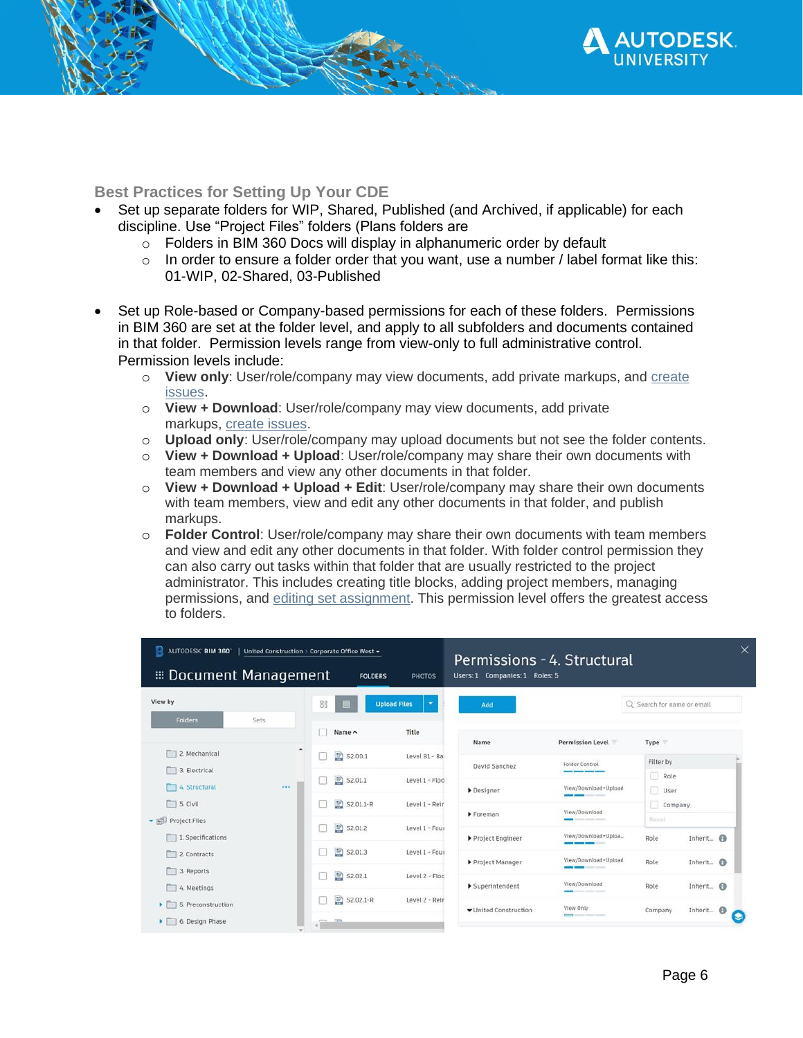## Best Practices for Setting Up Your CDE

- Set up separate folders for WIP, Shared, Published (and Archived, if applicable) for each discipline. Use "Project Files" folders (Plans folders are
  - Folders in BIM 360 Docs will display in alphanumeric order by default
  - In order to ensure a folder order that you want, use a number / label format like this: 01-WIP, 02-Shared, 03-Published

- Set up Role-based or Company-based permissions for each of these folders. Permissions in BIM 360 are set at the folder level, and apply to all subfolders and documents contained in that folder. Permission levels range from view-only to full administrative control. Permission levels include:
  - **View only**: User/role/company may view documents, add private markups, and create issues.
  - **View + Download**: User/role/company may view documents, add private markups, create issues.
  - **Upload only**: User/role/company may upload documents but not see the folder contents.
  - **View + Download + Upload**: User/role/company may share their own documents with team members and view any other documents in that folder.
  - **View + Download + Upload + Edit**: User/role/company may share their own documents with team members, view and edit any other documents in that folder, and publish markups.
  - **Folder Control**: User/role/company may share their own documents with team members and view and edit any other documents in that folder. With folder control permission they can also carry out tasks within that folder that are usually restricted to the project administrator. This includes creating title blocks, adding project members, managing permissions, and editing set assignment. This permission level offers the greatest access to folders.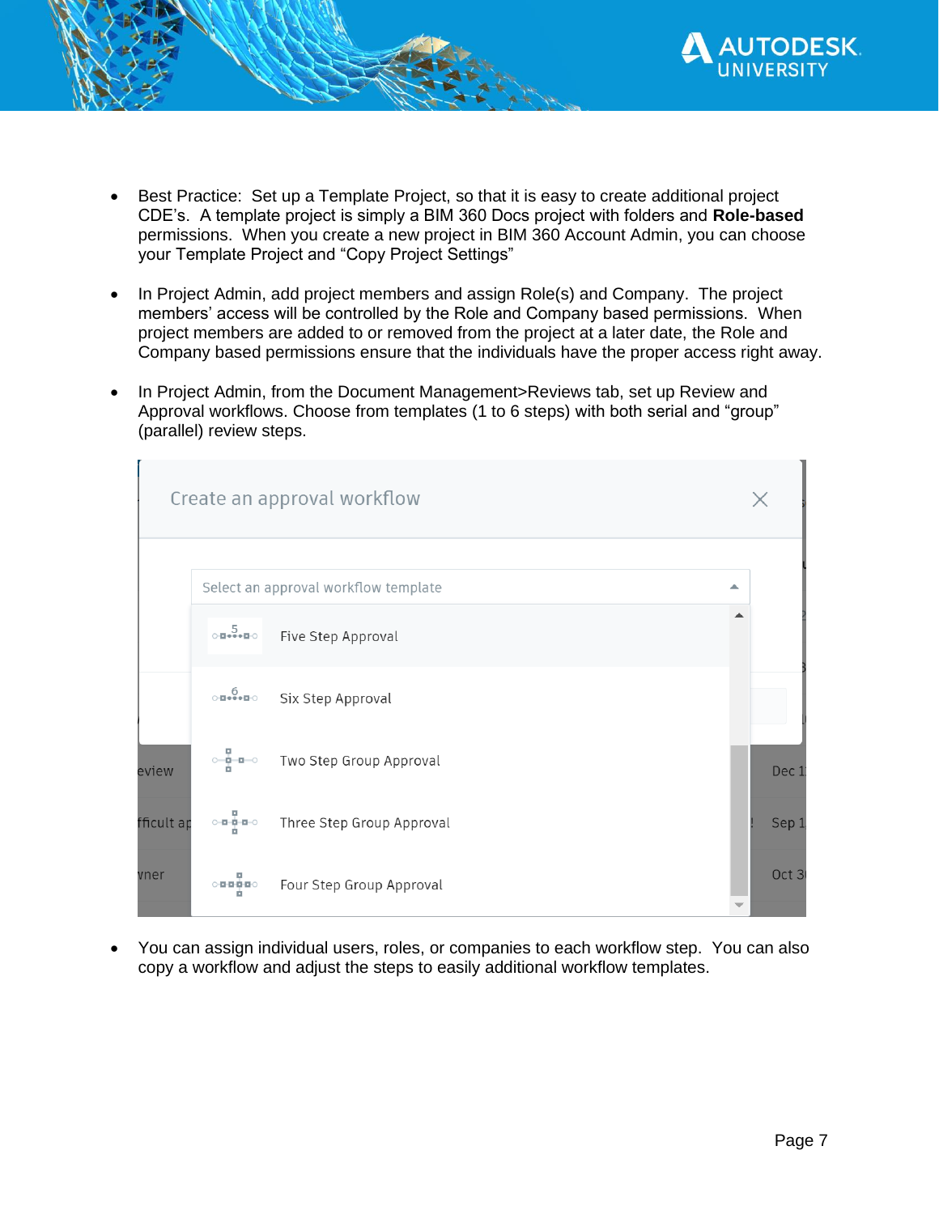- Best Practice: Set up a Template Project, so that it is easy to create additional project CDE's. A template project is simply a BIM 360 Docs project with folders and **Role-based** permissions. When you create a new project in BIM 360 Account Admin, you can choose your Template Project and "Copy Project Settings"

- In Project Admin, add project members and assign Role(s) and Company. The project members' access will be controlled by the Role and Company based permissions. When project members are added to or removed from the project at a later date, the Role and Company based permissions ensure that the individuals have the proper access right away.

- In Project Admin, from the Document Management>Reviews tab, set up Review and Approval workflows. Choose from templates (1 to 6 steps) with both serial and "group" (parallel) review steps.

- You can assign individual users, roles, or companies to each workflow step. You can also copy a workflow and adjust the steps to easily additional workflow templates.